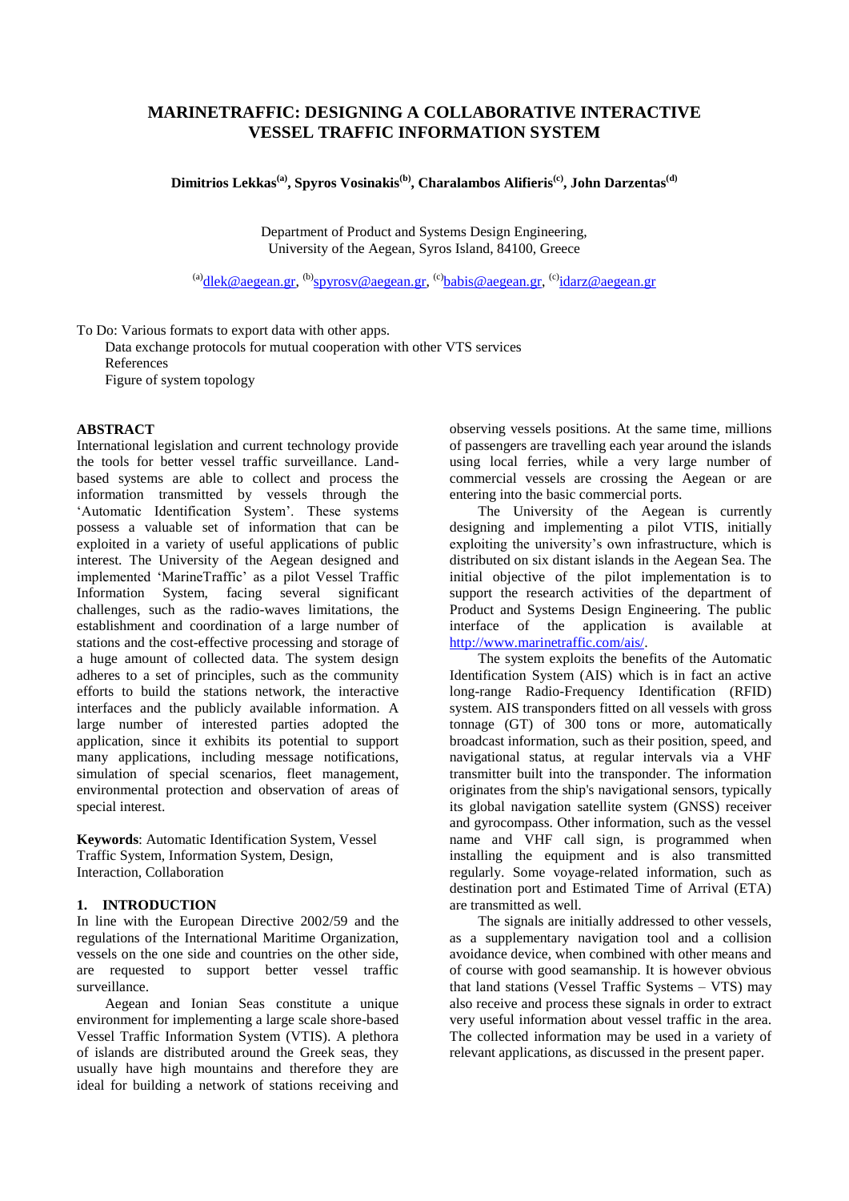# MARINETRAFFIC: DESIGNING A COLLABORATIVE INTERACTIVE VESSEL TRAFFIC INFORMATION SYSTEM

**Dimitrios Lekkas[(a)], Spyros Vosinakis[(b)], Charalambos Alifieris[(c)], John Darzentas[(d)]**

Department of Product and Systems Design Engineering,
University of the Aegean, Syros Island, 84100, Greece

[(a)]dlek@aegean.gr, [(b)]spyrosv@aegean.gr, [(c)]babis@aegean.gr, [(c)]idarz@aegean.gr

To Do: Various formats to export data with other apps.
Data exchange protocols for mutual cooperation with other VTS services
References
Figure of system topology

## ABSTRACT

International legislation and current technology provide the tools for better vessel traffic surveillance. Land-based systems are able to collect and process the information transmitted by vessels through the 'Automatic Identification System'. These systems possess a valuable set of information that can be exploited in a variety of useful applications of public interest. The University of the Aegean designed and implemented 'MarineTraffic' as a pilot Vessel Traffic Information System, facing several significant challenges, such as the radio-waves limitations, the establishment and coordination of a large number of stations and the cost-effective processing and storage of a huge amount of collected data. The system design adheres to a set of principles, such as the community efforts to build the stations network, the interactive interfaces and the publicly available information. A large number of interested parties adopted the application, since it exhibits its potential to support many applications, including message notifications, simulation of special scenarios, fleet management, environmental protection and observation of areas of special interest.

**Keywords**: Automatic Identification System, Vessel Traffic System, Information System, Design, Interaction, Collaboration

## 1. INTRODUCTION

In line with the European Directive 2002/59 and the regulations of the International Maritime Organization, vessels on the one side and countries on the other side, are requested to support better vessel traffic surveillance.

Aegean and Ionian Seas constitute a unique environment for implementing a large scale shore-based Vessel Traffic Information System (VTIS). A plethora of islands are distributed around the Greek seas, they usually have high mountains and therefore they are ideal for building a network of stations receiving and observing vessels positions. At the same time, millions of passengers are travelling each year around the islands using local ferries, while a very large number of commercial vessels are crossing the Aegean or are entering into the basic commercial ports.

The University of the Aegean is currently designing and implementing a pilot VTIS, initially exploiting the university's own infrastructure, which is distributed on six distant islands in the Aegean Sea. The initial objective of the pilot implementation is to support the research activities of the department of Product and Systems Design Engineering. The public interface of the application is available at http://www.marinetraffic.com/ais/.

The system exploits the benefits of the Automatic Identification System (AIS) which is in fact an active long-range Radio-Frequency Identification (RFID) system. AIS transponders fitted on all vessels with gross tonnage (GT) of 300 tons or more, automatically broadcast information, such as their position, speed, and navigational status, at regular intervals via a VHF transmitter built into the transponder. The information originates from the ship's navigational sensors, typically its global navigation satellite system (GNSS) receiver and gyrocompass. Other information, such as the vessel name and VHF call sign, is programmed when installing the equipment and is also transmitted regularly. Some voyage-related information, such as destination port and Estimated Time of Arrival (ETA) are transmitted as well.

The signals are initially addressed to other vessels, as a supplementary navigation tool and a collision avoidance device, when combined with other means and of course with good seamanship. It is however obvious that land stations (Vessel Traffic Systems – VTS) may also receive and process these signals in order to extract very useful information about vessel traffic in the area. The collected information may be used in a variety of relevant applications, as discussed in the present paper.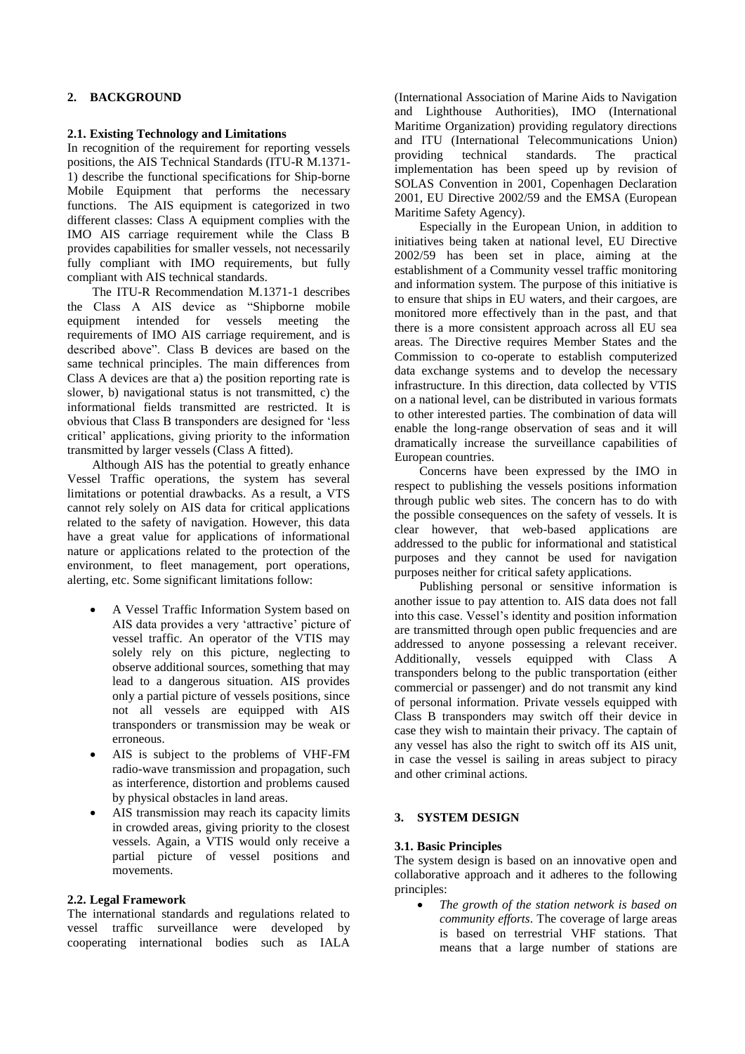## 2. BACKGROUND

### 2.1. Existing Technology and Limitations

In recognition of the requirement for reporting vessels positions, the AIS Technical Standards (ITU-R M.1371-1) describe the functional specifications for Ship-borne Mobile Equipment that performs the necessary functions. The AIS equipment is categorized in two different classes: Class A equipment complies with the IMO AIS carriage requirement while the Class B provides capabilities for smaller vessels, not necessarily fully compliant with IMO requirements, but fully compliant with AIS technical standards.

The ITU-R Recommendation M.1371-1 describes the Class A AIS device as "Shipborne mobile equipment intended for vessels meeting the requirements of IMO AIS carriage requirement, and is described above". Class B devices are based on the same technical principles. The main differences from Class A devices are that a) the position reporting rate is slower, b) navigational status is not transmitted, c) the informational fields transmitted are restricted. It is obvious that Class B transponders are designed for 'less critical' applications, giving priority to the information transmitted by larger vessels (Class A fitted).

Although AIS has the potential to greatly enhance Vessel Traffic operations, the system has several limitations or potential drawbacks. As a result, a VTS cannot rely solely on AIS data for critical applications related to the safety of navigation. However, this data have a great value for applications of informational nature or applications related to the protection of the environment, to fleet management, port operations, alerting, etc. Some significant limitations follow:

- A Vessel Traffic Information System based on AIS data provides a very 'attractive' picture of vessel traffic. An operator of the VTIS may solely rely on this picture, neglecting to observe additional sources, something that may lead to a dangerous situation. AIS provides only a partial picture of vessels positions, since not all vessels are equipped with AIS transponders or transmission may be weak or erroneous.
- AIS is subject to the problems of VHF-FM radio-wave transmission and propagation, such as interference, distortion and problems caused by physical obstacles in land areas.
- AIS transmission may reach its capacity limits in crowded areas, giving priority to the closest vessels. Again, a VTIS would only receive a partial picture of vessel positions and movements.

### 2.2. Legal Framework

The international standards and regulations related to vessel traffic surveillance were developed by cooperating international bodies such as IALA (International Association of Marine Aids to Navigation and Lighthouse Authorities), IMO (International Maritime Organization) providing regulatory directions and ITU (International Telecommunications Union) providing technical standards. The practical implementation has been speed up by revision of SOLAS Convention in 2001, Copenhagen Declaration 2001, EU Directive 2002/59 and the EMSA (European Maritime Safety Agency).

Especially in the European Union, in addition to initiatives being taken at national level, EU Directive 2002/59 has been set in place, aiming at the establishment of a Community vessel traffic monitoring and information system. The purpose of this initiative is to ensure that ships in EU waters, and their cargoes, are monitored more effectively than in the past, and that there is a more consistent approach across all EU sea areas. The Directive requires Member States and the Commission to co-operate to establish computerized data exchange systems and to develop the necessary infrastructure. In this direction, data collected by VTIS on a national level, can be distributed in various formats to other interested parties. The combination of data will enable the long-range observation of seas and it will dramatically increase the surveillance capabilities of European countries.

Concerns have been expressed by the IMO in respect to publishing the vessels positions information through public web sites. The concern has to do with the possible consequences on the safety of vessels. It is clear however, that web-based applications are addressed to the public for informational and statistical purposes and they cannot be used for navigation purposes neither for critical safety applications.

Publishing personal or sensitive information is another issue to pay attention to. AIS data does not fall into this case. Vessel's identity and position information are transmitted through open public frequencies and are addressed to anyone possessing a relevant receiver. Additionally, vessels equipped with Class A transponders belong to the public transportation (either commercial or passenger) and do not transmit any kind of personal information. Private vessels equipped with Class B transponders may switch off their device in case they wish to maintain their privacy. The captain of any vessel has also the right to switch off its AIS unit, in case the vessel is sailing in areas subject to piracy and other criminal actions.

## 3. SYSTEM DESIGN

### 3.1. Basic Principles

The system design is based on an innovative open and collaborative approach and it adheres to the following principles:

- *The growth of the station network is based on community efforts*. The coverage of large areas is based on terrestrial VHF stations. That means that a large number of stations are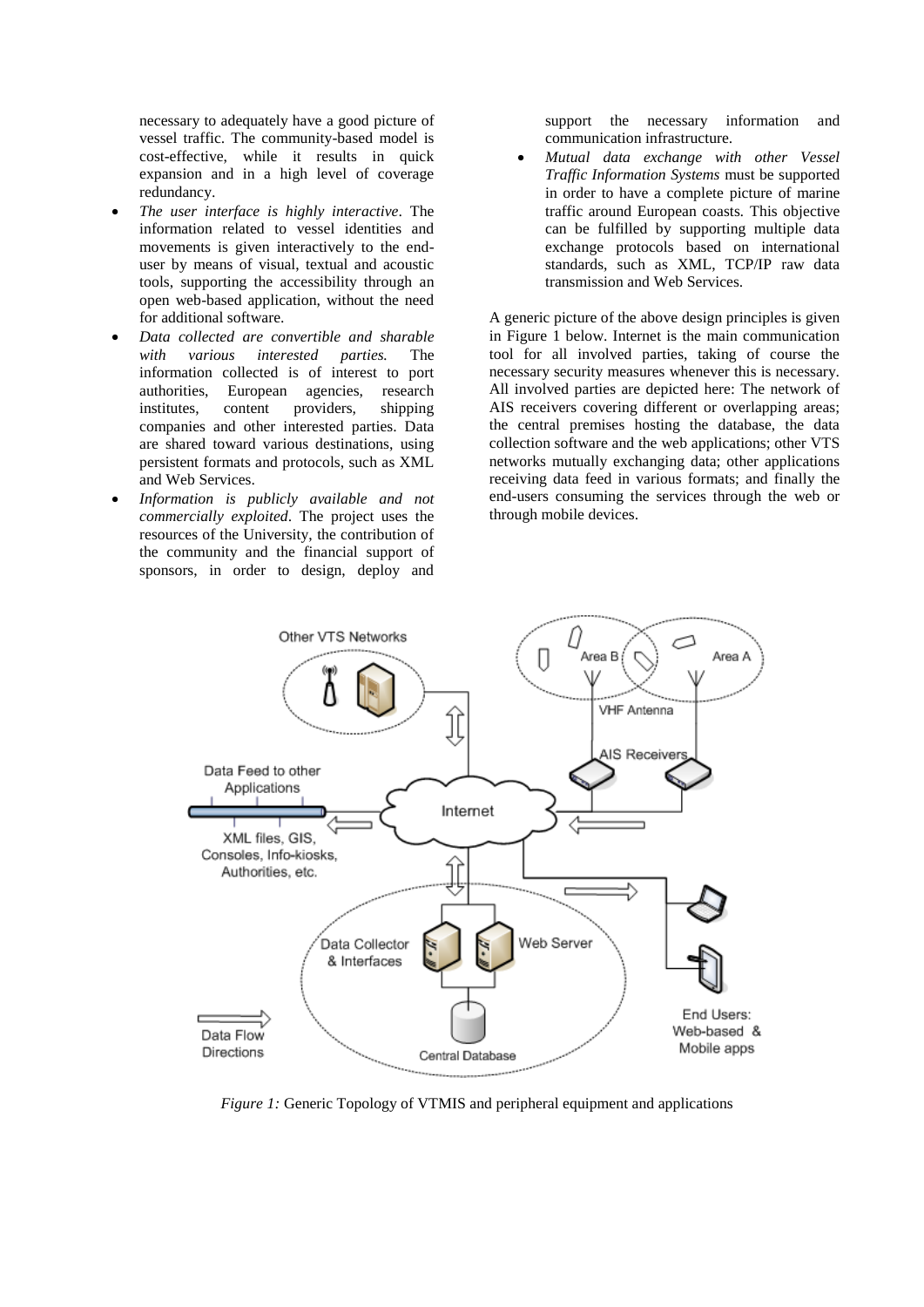necessary to adequately have a good picture of vessel traffic. The community-based model is cost-effective, while it results in quick expansion and in a high level of coverage redundancy.

- *The user interface is highly interactive*. The information related to vessel identities and movements is given interactively to the end-user by means of visual, textual and acoustic tools, supporting the accessibility through an open web-based application, without the need for additional software.
- *Data collected are convertible and sharable with various interested parties.* The information collected is of interest to port authorities, European agencies, research institutes, content providers, shipping companies and other interested parties. Data are shared toward various destinations, using persistent formats and protocols, such as XML and Web Services.
- *Information is publicly available and not commercially exploited*. The project uses the resources of the University, the contribution of the community and the financial support of sponsors, in order to design, deploy and support the necessary information and communication infrastructure.
- *Mutual data exchange with other Vessel Traffic Information Systems* must be supported in order to have a complete picture of marine traffic around European coasts. This objective can be fulfilled by supporting multiple data exchange protocols based on international standards, such as XML, TCP/IP raw data transmission and Web Services.

A generic picture of the above design principles is given in Figure 1 below. Internet is the main communication tool for all involved parties, taking of course the necessary security measures whenever this is necessary. All involved parties are depicted here: The network of AIS receivers covering different or overlapping areas; the central premises hosting the database, the data collection software and the web applications; other VTS networks mutually exchanging data; other applications receiving data feed in various formats; and finally the end-users consuming the services through the web or through mobile devices.

*Figure 1:* Generic Topology of VTMIS and peripheral equipment and applications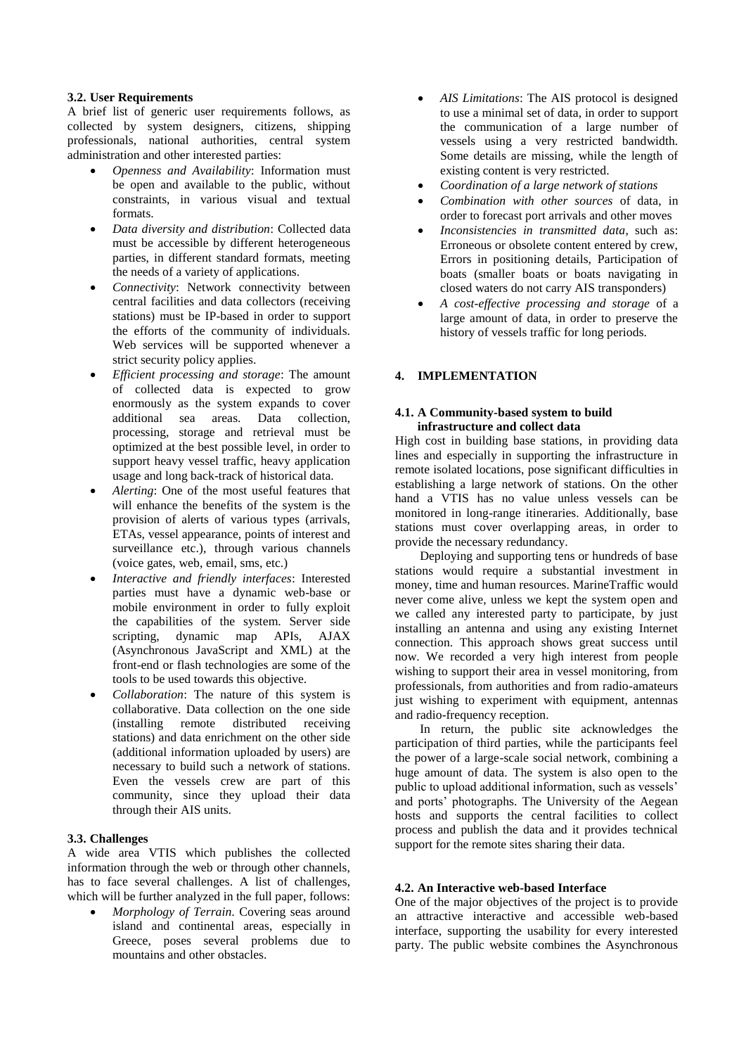### 3.2. User Requirements

A brief list of generic user requirements follows, as collected by system designers, citizens, shipping professionals, national authorities, central system administration and other interested parties:

- *Openness and Availability*: Information must be open and available to the public, without constraints, in various visual and textual formats.
- *Data diversity and distribution*: Collected data must be accessible by different heterogeneous parties, in different standard formats, meeting the needs of a variety of applications.
- *Connectivity*: Network connectivity between central facilities and data collectors (receiving stations) must be IP-based in order to support the efforts of the community of individuals. Web services will be supported whenever a strict security policy applies.
- *Efficient processing and storage*: The amount of collected data is expected to grow enormously as the system expands to cover additional sea areas. Data collection, processing, storage and retrieval must be optimized at the best possible level, in order to support heavy vessel traffic, heavy application usage and long back-track of historical data.
- *Alerting*: One of the most useful features that will enhance the benefits of the system is the provision of alerts of various types (arrivals, ETAs, vessel appearance, points of interest and surveillance etc.), through various channels (voice gates, web, email, sms, etc.)
- *Interactive and friendly interfaces*: Interested parties must have a dynamic web-base or mobile environment in order to fully exploit the capabilities of the system. Server side scripting, dynamic map APIs, AJAX (Asynchronous JavaScript and XML) at the front-end or flash technologies are some of the tools to be used towards this objective.
- *Collaboration*: The nature of this system is collaborative. Data collection on the one side (installing remote distributed receiving stations) and data enrichment on the other side (additional information uploaded by users) are necessary to build such a network of stations. Even the vessels crew are part of this community, since they upload their data through their AIS units.

### 3.3. Challenges

A wide area VTIS which publishes the collected information through the web or through other channels, has to face several challenges. A list of challenges, which will be further analyzed in the full paper, follows:

- *Morphology of Terrain*. Covering seas around island and continental areas, especially in Greece, poses several problems due to mountains and other obstacles.
- *AIS Limitations*: The AIS protocol is designed to use a minimal set of data, in order to support the communication of a large number of vessels using a very restricted bandwidth. Some details are missing, while the length of existing content is very restricted.
- *Coordination of a large network of stations*
- *Combination with other sources* of data, in order to forecast port arrivals and other moves
- *Inconsistencies in transmitted data*, such as: Erroneous or obsolete content entered by crew, Errors in positioning details, Participation of boats (smaller boats or boats navigating in closed waters do not carry AIS transponders)
- *A cost-effective processing and storage* of a large amount of data, in order to preserve the history of vessels traffic for long periods.

## 4. IMPLEMENTATION

### 4.1. A Community-based system to build infrastructure and collect data

High cost in building base stations, in providing data lines and especially in supporting the infrastructure in remote isolated locations, pose significant difficulties in establishing a large network of stations. On the other hand a VTIS has no value unless vessels can be monitored in long-range itineraries. Additionally, base stations must cover overlapping areas, in order to provide the necessary redundancy.

Deploying and supporting tens or hundreds of base stations would require a substantial investment in money, time and human resources. MarineTraffic would never come alive, unless we kept the system open and we called any interested party to participate, by just installing an antenna and using any existing Internet connection. This approach shows great success until now. We recorded a very high interest from people wishing to support their area in vessel monitoring, from professionals, from authorities and from radio-amateurs just wishing to experiment with equipment, antennas and radio-frequency reception.

In return, the public site acknowledges the participation of third parties, while the participants feel the power of a large-scale social network, combining a huge amount of data. The system is also open to the public to upload additional information, such as vessels' and ports' photographs. The University of the Aegean hosts and supports the central facilities to collect process and publish the data and it provides technical support for the remote sites sharing their data.

### 4.2. An Interactive web-based Interface

One of the major objectives of the project is to provide an attractive interactive and accessible web-based interface, supporting the usability for every interested party. The public website combines the Asynchronous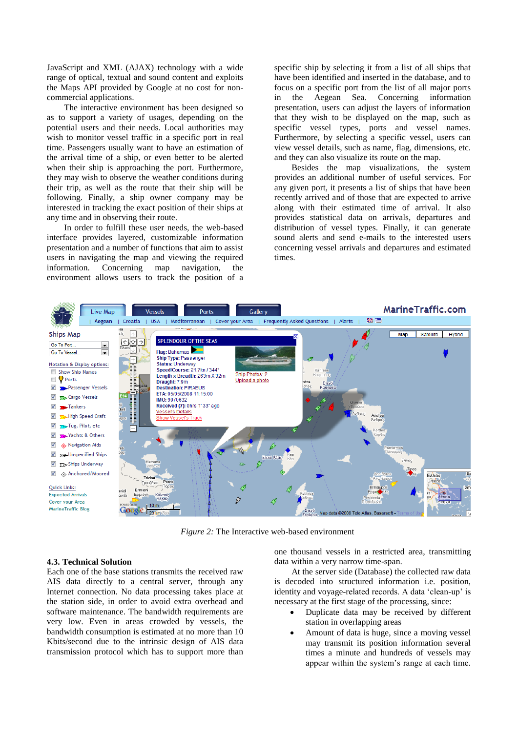JavaScript and XML (AJAX) technology with a wide range of optical, textual and sound content and exploits the Maps API provided by Google at no cost for non-commercial applications.

The interactive environment has been designed so as to support a variety of usages, depending on the potential users and their needs. Local authorities may wish to monitor vessel traffic in a specific port in real time. Passengers usually want to have an estimation of the arrival time of a ship, or even better to be alerted when their ship is approaching the port. Furthermore, they may wish to observe the weather conditions during their trip, as well as the route that their ship will be following. Finally, a ship owner company may be interested in tracking the exact position of their ships at any time and in observing their route.

In order to fulfill these user needs, the web-based interface provides layered, customizable information presentation and a number of functions that aim to assist users in navigating the map and viewing the required information. Concerning map navigation, the environment allows users to track the position of a specific ship by selecting it from a list of all ships that have been identified and inserted in the database, and to focus on a specific port from the list of all major ports in the Aegean Sea. Concerning information presentation, users can adjust the layers of information that they wish to be displayed on the map, such as specific vessel types, ports and vessel names. Furthermore, by selecting a specific vessel, users can view vessel details, such as name, flag, dimensions, etc. and they can also visualize its route on the map.

Besides the map visualizations, the system provides an additional number of useful services. For any given port, it presents a list of ships that have been recently arrived and of those that are expected to arrive along with their estimated time of arrival. It also provides statistical data on arrivals, departures and distribution of vessel types. Finally, it can generate sound alerts and send e-mails to the interested users concerning vessel arrivals and departures and estimated times.

*Figure 2:* The Interactive web-based environment

### 4.3. Technical Solution

Each one of the base stations transmits the received raw AIS data directly to a central server, through any Internet connection. No data processing takes place at the station side, in order to avoid extra overhead and software maintenance. The bandwidth requirements are very low. Even in areas crowded by vessels, the bandwidth consumption is estimated at no more than 10 Kbits/second due to the intrinsic design of AIS data transmission protocol which has to support more than one thousand vessels in a restricted area, transmitting data within a very narrow time-span.

At the server side (Database) the collected raw data is decoded into structured information i.e. position, identity and voyage-related records. A data 'clean-up' is necessary at the first stage of the processing, since:

- Duplicate data may be received by different station in overlapping areas
- Amount of data is huge, since a moving vessel may transmit its position information several times a minute and hundreds of vessels may appear within the system's range at each time.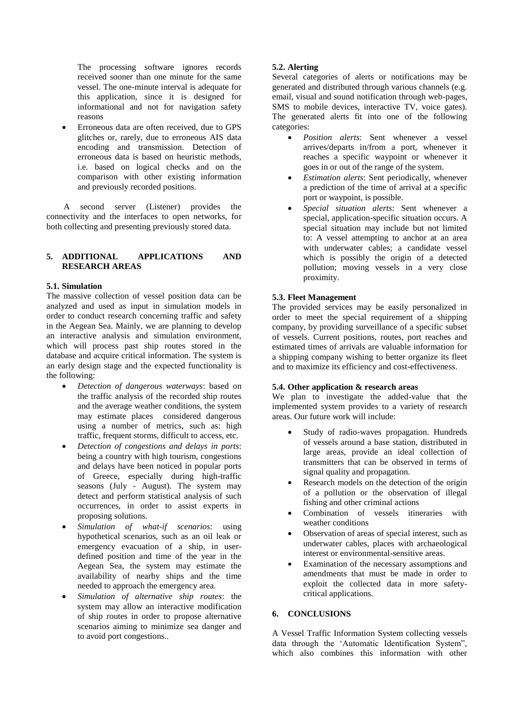The processing software ignores records received sooner than one minute for the same vessel. The one-minute interval is adequate for this application, since it is designed for informational and not for navigation safety reasons

- Erroneous data are often received, due to GPS glitches or, rarely, due to erroneous AIS data encoding and transmission. Detection of erroneous data is based on heuristic methods, i.e. based on logical checks and on the comparison with other existing information and previously recorded positions.

A second server (Listener) provides the connectivity and the interfaces to open networks, for both collecting and presenting previously stored data.

## 5. ADDITIONAL APPLICATIONS AND RESEARCH AREAS

### 5.1. Simulation

The massive collection of vessel position data can be analyzed and used as input in simulation models in order to conduct research concerning traffic and safety in the Aegean Sea. Mainly, we are planning to develop an interactive analysis and simulation environment, which will process past ship routes stored in the database and acquire critical information. The system is an early design stage and the expected functionality is the following:

- *Detection of dangerous waterways*: based on the traffic analysis of the recorded ship routes and the average weather conditions, the system may estimate places considered dangerous using a number of metrics, such as: high traffic, frequent storms, difficult to access, etc.
- *Detection of congestions and delays in ports*: being a country with high tourism, congestions and delays have been noticed in popular ports of Greece, especially during high-traffic seasons (July - August). The system may detect and perform statistical analysis of such occurrences, in order to assist experts in proposing solutions.
- *Simulation of what-if scenarios*: using hypothetical scenarios, such as an oil leak or emergency evacuation of a ship, in user-defined position and time of the year in the Aegean Sea, the system may estimate the availability of nearby ships and the time needed to approach the emergency area.
- *Simulation of alternative ship routes*: the system may allow an interactive modification of ship routes in order to propose alternative scenarios aiming to minimize sea danger and to avoid port congestions..

### 5.2. Alerting

Several categories of alerts or notifications may be generated and distributed through various channels (e.g. email, visual and sound notification through web-pages, SMS to mobile devices, interactive TV, voice gates). The generated alerts fit into one of the following categories:

- *Position alerts*: Sent whenever a vessel arrives/departs in/from a port, whenever it reaches a specific waypoint or whenever it goes in or out of the range of the system.
- *Estimation alerts*: Sent periodically, whenever a prediction of the time of arrival at a specific port or waypoint, is possible.
- *Special situation alerts*: Sent whenever a special, application-specific situation occurs. A special situation may include but not limited to: A vessel attempting to anchor at an area with underwater cables; a candidate vessel which is possibly the origin of a detected pollution; moving vessels in a very close proximity.

### 5.3. Fleet Management

The provided services may be easily personalized in order to meet the special requirement of a shipping company, by providing surveillance of a specific subset of vessels. Current positions, routes, port reaches and estimated times of arrivals are valuable information for a shipping company wishing to better organize its fleet and to maximize its efficiency and cost-effectiveness.

### 5.4. Other application & research areas

We plan to investigate the added-value that the implemented system provides to a variety of research areas. Our future work will include:

- Study of radio-waves propagation. Hundreds of vessels around a base station, distributed in large areas, provide an ideal collection of transmitters that can be observed in terms of signal quality and propagation.
- Research models on the detection of the origin of a pollution or the observation of illegal fishing and other criminal actions
- Combination of vessels itineraries with weather conditions
- Observation of areas of special interest, such as underwater cables, places with archaeological interest or environmental-sensitive areas.
- Examination of the necessary assumptions and amendments that must be made in order to exploit the collected data in more safety-critical applications.

## 6. CONCLUSIONS

A Vessel Traffic Information System collecting vessels data through the 'Automatic Identification System", which also combines this information with other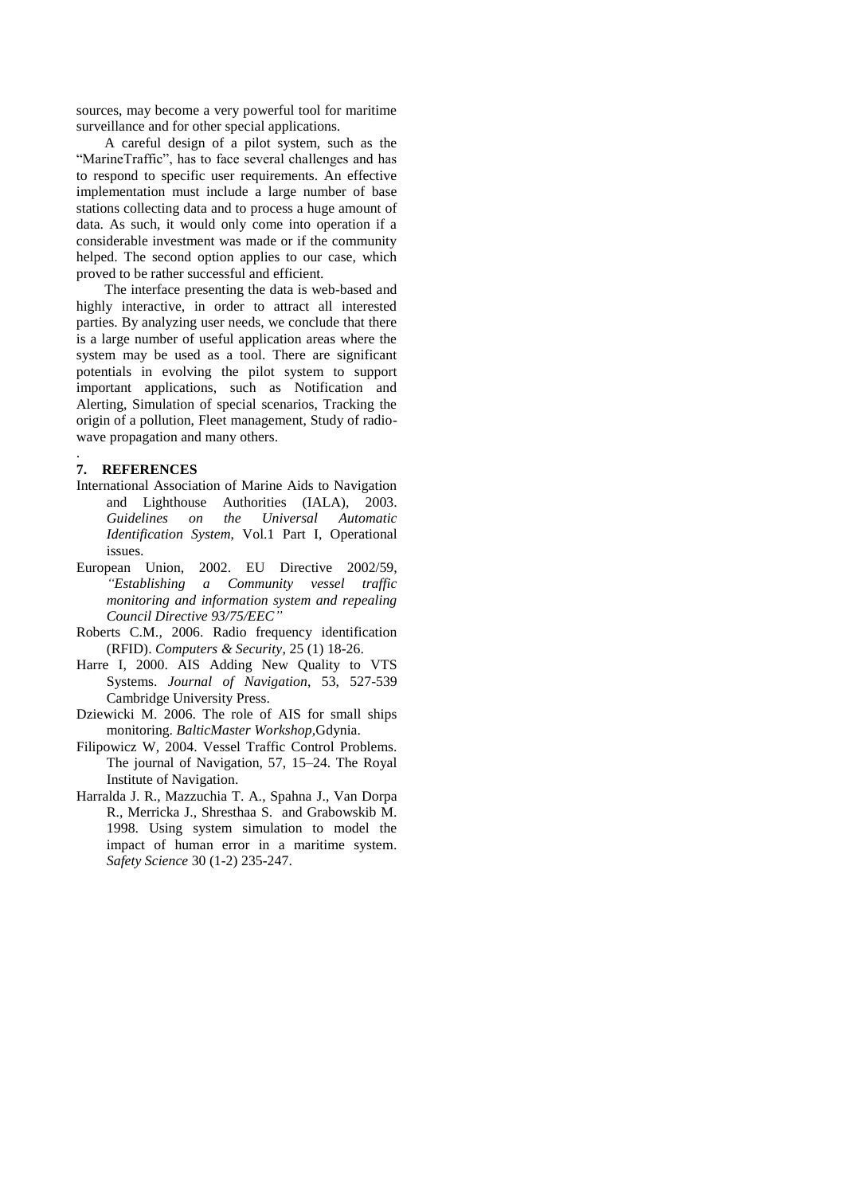sources, may become a very powerful tool for maritime surveillance and for other special applications.

A careful design of a pilot system, such as the "MarineTraffic", has to face several challenges and has to respond to specific user requirements. An effective implementation must include a large number of base stations collecting data and to process a huge amount of data. As such, it would only come into operation if a considerable investment was made or if the community helped. The second option applies to our case, which proved to be rather successful and efficient.

The interface presenting the data is web-based and highly interactive, in order to attract all interested parties. By analyzing user needs, we conclude that there is a large number of useful application areas where the system may be used as a tool. There are significant potentials in evolving the pilot system to support important applications, such as Notification and Alerting, Simulation of special scenarios, Tracking the origin of a pollution, Fleet management, Study of radio-wave propagation and many others.

## 7. REFERENCES

International Association of Marine Aids to Navigation and Lighthouse Authorities (IALA), 2003. *Guidelines on the Universal Automatic Identification System*, Vol.1 Part I, Operational issues.

European Union, 2002. EU Directive 2002/59, *"Establishing a Community vessel traffic monitoring and information system and repealing Council Directive 93/75/EEC"*

Roberts C.M., 2006. Radio frequency identification (RFID). *Computers & Security*, 25 (1) 18-26.

Harre I, 2000. AIS Adding New Quality to VTS Systems. *Journal of Navigation*, 53, 527-539 Cambridge University Press.

Dziewicki M. 2006. The role of AIS for small ships monitoring. *BalticMaster Workshop*,Gdynia.

Filipowicz W, 2004. Vessel Traffic Control Problems. The journal of Navigation, 57, 15–24. The Royal Institute of Navigation.

Harralda J. R., Mazzuchia T. A., Spahna J., Van Dorpa R., Merricka J., Shresthaa S. and Grabowskib M. 1998. Using system simulation to model the impact of human error in a maritime system. *Safety Science* 30 (1-2) 235-247.